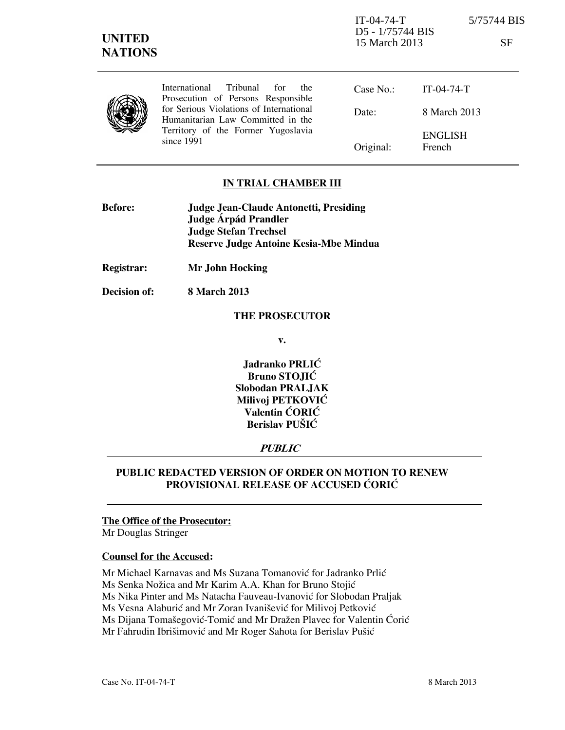IT-04-74-T 5/75744 BIS
D5 - 1/75744 BIS
15 March 2013 SF

**UNITED NATIONS**

International Tribunal for the Prosecution of Persons Responsible for Serious Violations of International Humanitarian Law Committed in the Territory of the Former Yugoslavia since 1991

| | |
|---|---|
| Case No.: | IT-04-74-T |
| Date: | 8 March 2013 |
| Original: | ENGLISH French |

## IN TRIAL CHAMBER III

**Before:** **Judge Jean-Claude Antonetti, Presiding**
**Judge Árpád Prandler**
**Judge Stefan Trechsel**
**Reserve Judge Antoine Kesia-Mbe Mindua**

**Registrar:** **Mr John Hocking**

**Decision of:** **8 March 2013**

**THE PROSECUTOR**

**v.**

**Jadranko PRLIĆ**
**Bruno STOJIĆ**
**Slobodan PRALJAK**
**Milivoj PETKOVIĆ**
**Valentin ĆORIĆ**
**Berislav PUŠIĆ**

***PUBLIC***

## PUBLIC REDACTED VERSION OF ORDER ON MOTION TO RENEW PROVISIONAL RELEASE OF ACCUSED ĆORIĆ

**The Office of the Prosecutor:**
Mr Douglas Stringer

**Counsel for the Accused:**

Mr Michael Karnavas and Ms Suzana Tomanović for Jadranko Prlić
Ms Senka Nožica and Mr Karim A.A. Khan for Bruno Stojić
Ms Nika Pinter and Ms Natacha Fauveau-Ivanović for Slobodan Praljak
Ms Vesna Alaburić and Mr Zoran Ivanišević for Milivoj Petković
Ms Dijana Tomašegović-Tomić and Mr Dražen Plavec for Valentin Ćorić
Mr Fahrudin Ibrišimović and Mr Roger Sahota for Berislav Pušić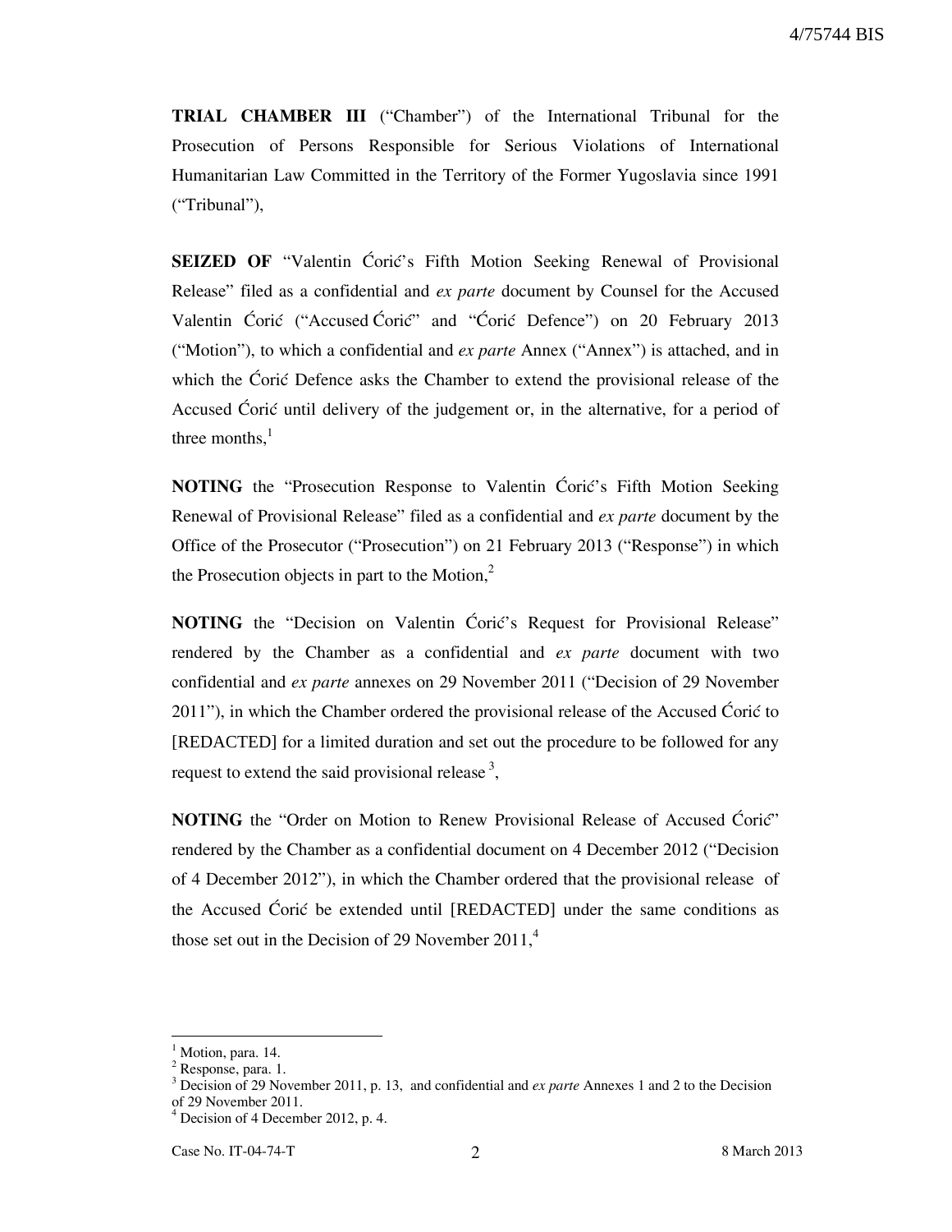**TRIAL CHAMBER III** ("Chamber") of the International Tribunal for the Prosecution of Persons Responsible for Serious Violations of International Humanitarian Law Committed in the Territory of the Former Yugoslavia since 1991 ("Tribunal"),

**SEIZED OF** "Valentin Ćorić's Fifth Motion Seeking Renewal of Provisional Release" filed as a confidential and *ex parte* document by Counsel for the Accused Valentin Ćorić ("Accused Ćorić" and "Ćorić Defence") on 20 February 2013 ("Motion"), to which a confidential and *ex parte* Annex ("Annex") is attached, and in which the Ćorić Defence asks the Chamber to extend the provisional release of the Accused Ćorić until delivery of the judgement or, in the alternative, for a period of three months,[1]

**NOTING** the "Prosecution Response to Valentin Ćorić's Fifth Motion Seeking Renewal of Provisional Release" filed as a confidential and *ex parte* document by the Office of the Prosecutor ("Prosecution") on 21 February 2013 ("Response") in which the Prosecution objects in part to the Motion,[2]

**NOTING** the "Decision on Valentin Ćorić's Request for Provisional Release" rendered by the Chamber as a confidential and *ex parte* document with two confidential and *ex parte* annexes on 29 November 2011 ("Decision of 29 November 2011"), in which the Chamber ordered the provisional release of the Accused Ćorić to [REDACTED] for a limited duration and set out the procedure to be followed for any request to extend the said provisional release[3],

**NOTING** the "Order on Motion to Renew Provisional Release of Accused Ćorić" rendered by the Chamber as a confidential document on 4 December 2012 ("Decision of 4 December 2012"), in which the Chamber ordered that the provisional release of the Accused Ćorić be extended until [REDACTED] under the same conditions as those set out in the Decision of 29 November 2011,[4]

---

[1] Motion, para. 14.

[2] Response, para. 1.

[3] Decision of 29 November 2011, p. 13, and confidential and *ex parte* Annexes 1 and 2 to the Decision of 29 November 2011.

[4] Decision of 4 December 2012, p. 4.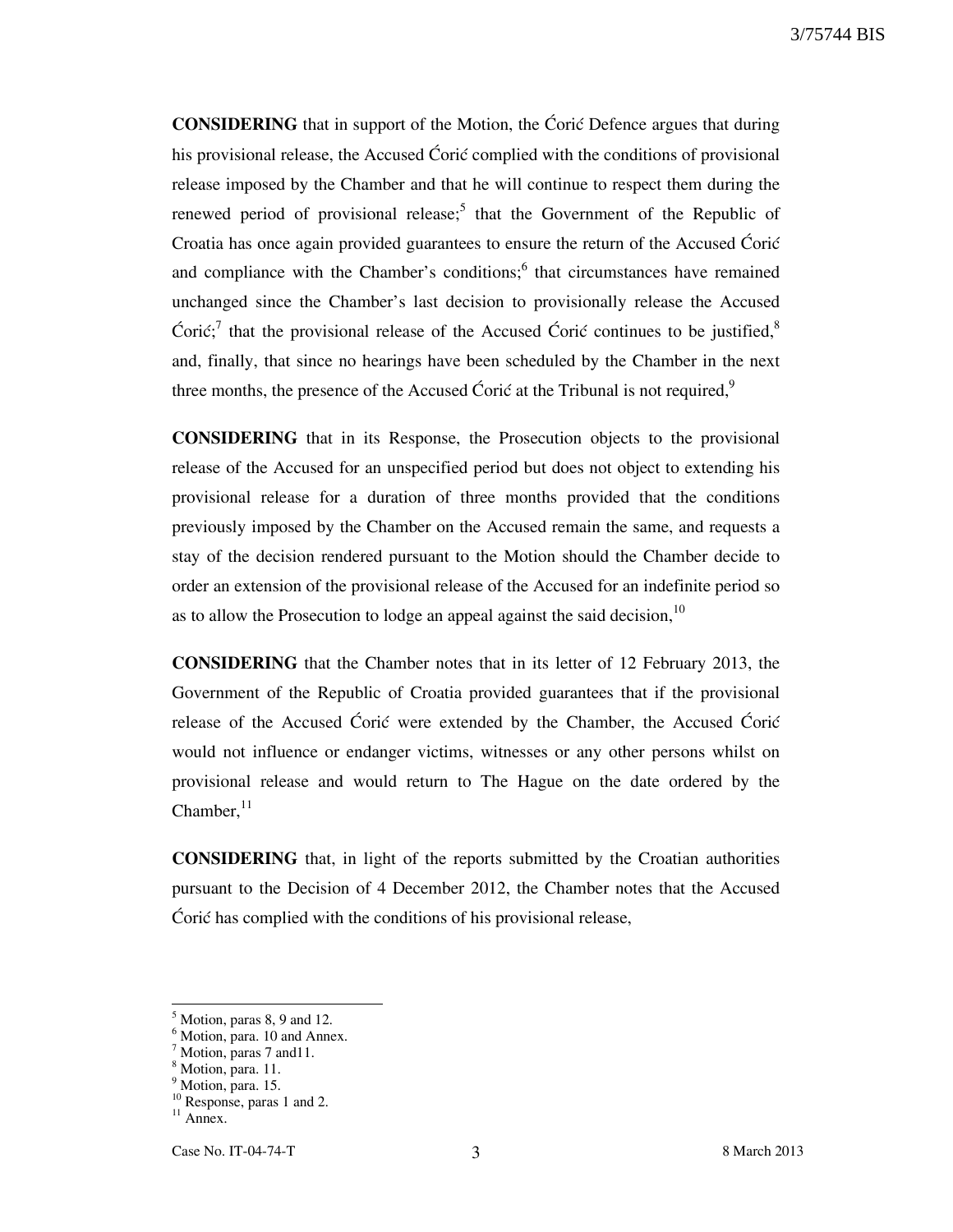**CONSIDERING** that in support of the Motion, the Ćorić Defence argues that during his provisional release, the Accused Ćorić complied with the conditions of provisional release imposed by the Chamber and that he will continue to respect them during the renewed period of provisional release;[5] that the Government of the Republic of Croatia has once again provided guarantees to ensure the return of the Accused Ćorić and compliance with the Chamber's conditions;[6] that circumstances have remained unchanged since the Chamber's last decision to provisionally release the Accused Ćorić;[7] that the provisional release of the Accused Ćorić continues to be justified,[8] and, finally, that since no hearings have been scheduled by the Chamber in the next three months, the presence of the Accused Ćorić at the Tribunal is not required,[9]

**CONSIDERING** that in its Response, the Prosecution objects to the provisional release of the Accused for an unspecified period but does not object to extending his provisional release for a duration of three months provided that the conditions previously imposed by the Chamber on the Accused remain the same, and requests a stay of the decision rendered pursuant to the Motion should the Chamber decide to order an extension of the provisional release of the Accused for an indefinite period so as to allow the Prosecution to lodge an appeal against the said decision,[10]

**CONSIDERING** that the Chamber notes that in its letter of 12 February 2013, the Government of the Republic of Croatia provided guarantees that if the provisional release of the Accused Ćorić were extended by the Chamber, the Accused Ćorić would not influence or endanger victims, witnesses or any other persons whilst on provisional release and would return to The Hague on the date ordered by the Chamber,[11]

**CONSIDERING** that, in light of the reports submitted by the Croatian authorities pursuant to the Decision of 4 December 2012, the Chamber notes that the Accused Ćorić has complied with the conditions of his provisional release,

---

[5] Motion, paras 8, 9 and 12.
[6] Motion, para. 10 and Annex.
[7] Motion, paras 7 and11.
[8] Motion, para. 11.
[9] Motion, para. 15.
[10] Response, paras 1 and 2.
[11] Annex.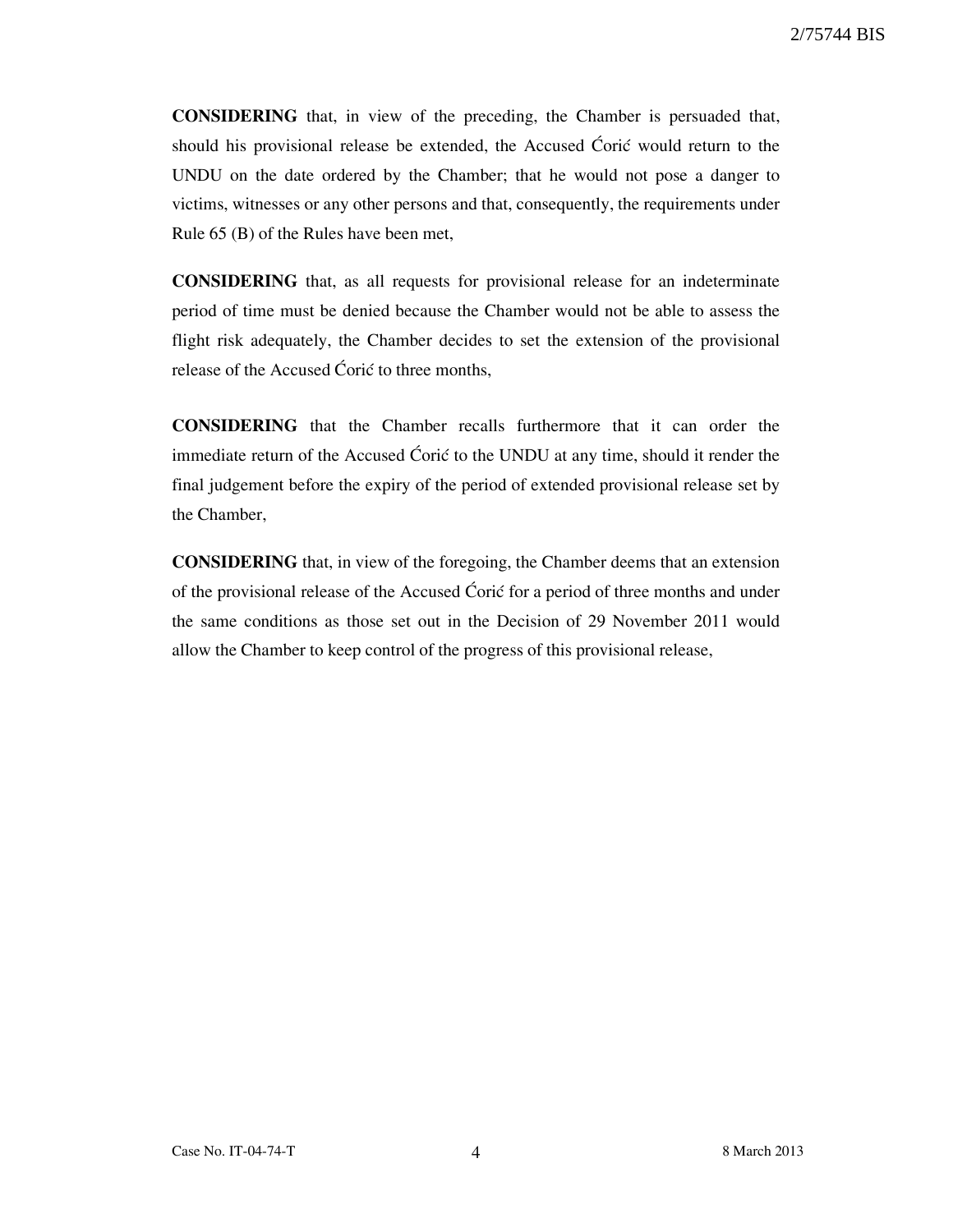**CONSIDERING** that, in view of the preceding, the Chamber is persuaded that, should his provisional release be extended, the Accused Ćorić would return to the UNDU on the date ordered by the Chamber; that he would not pose a danger to victims, witnesses or any other persons and that, consequently, the requirements under Rule 65 (B) of the Rules have been met,

**CONSIDERING** that, as all requests for provisional release for an indeterminate period of time must be denied because the Chamber would not be able to assess the flight risk adequately, the Chamber decides to set the extension of the provisional release of the Accused Ćorić to three months,

**CONSIDERING** that the Chamber recalls furthermore that it can order the immediate return of the Accused Ćorić to the UNDU at any time, should it render the final judgement before the expiry of the period of extended provisional release set by the Chamber,

**CONSIDERING** that, in view of the foregoing, the Chamber deems that an extension of the provisional release of the Accused Ćorić for a period of three months and under the same conditions as those set out in the Decision of 29 November 2011 would allow the Chamber to keep control of the progress of this provisional release,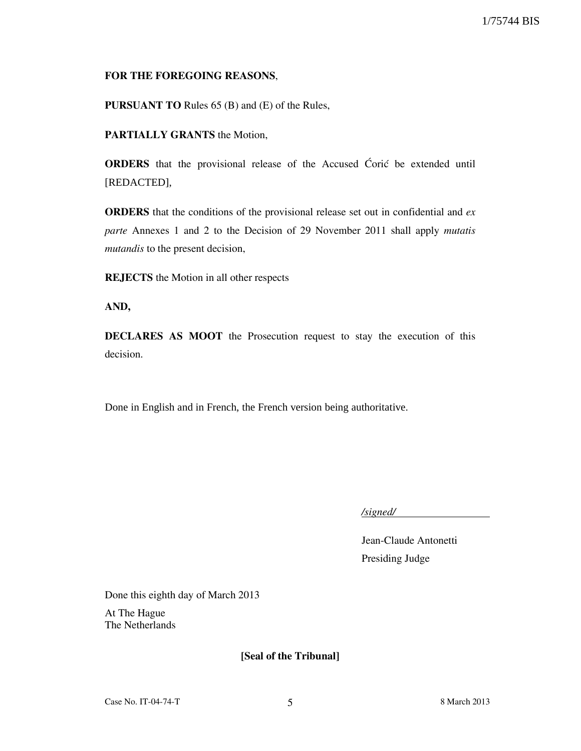**FOR THE FOREGOING REASONS**,

**PURSUANT TO** Rules 65 (B) and (E) of the Rules,

**PARTIALLY GRANTS** the Motion,

**ORDERS** that the provisional release of the Accused Ćorić be extended until [REDACTED],

**ORDERS** that the conditions of the provisional release set out in confidential and *ex parte* Annexes 1 and 2 to the Decision of 29 November 2011 shall apply *mutatis mutandis* to the present decision,

**REJECTS** the Motion in all other respects

**AND,**

**DECLARES AS MOOT** the Prosecution request to stay the execution of this decision.

Done in English and in French, the French version being authoritative.

*/signed/*

Jean-Claude Antonetti
Presiding Judge

Done this eighth day of March 2013

At The Hague
The Netherlands

**[Seal of the Tribunal]**